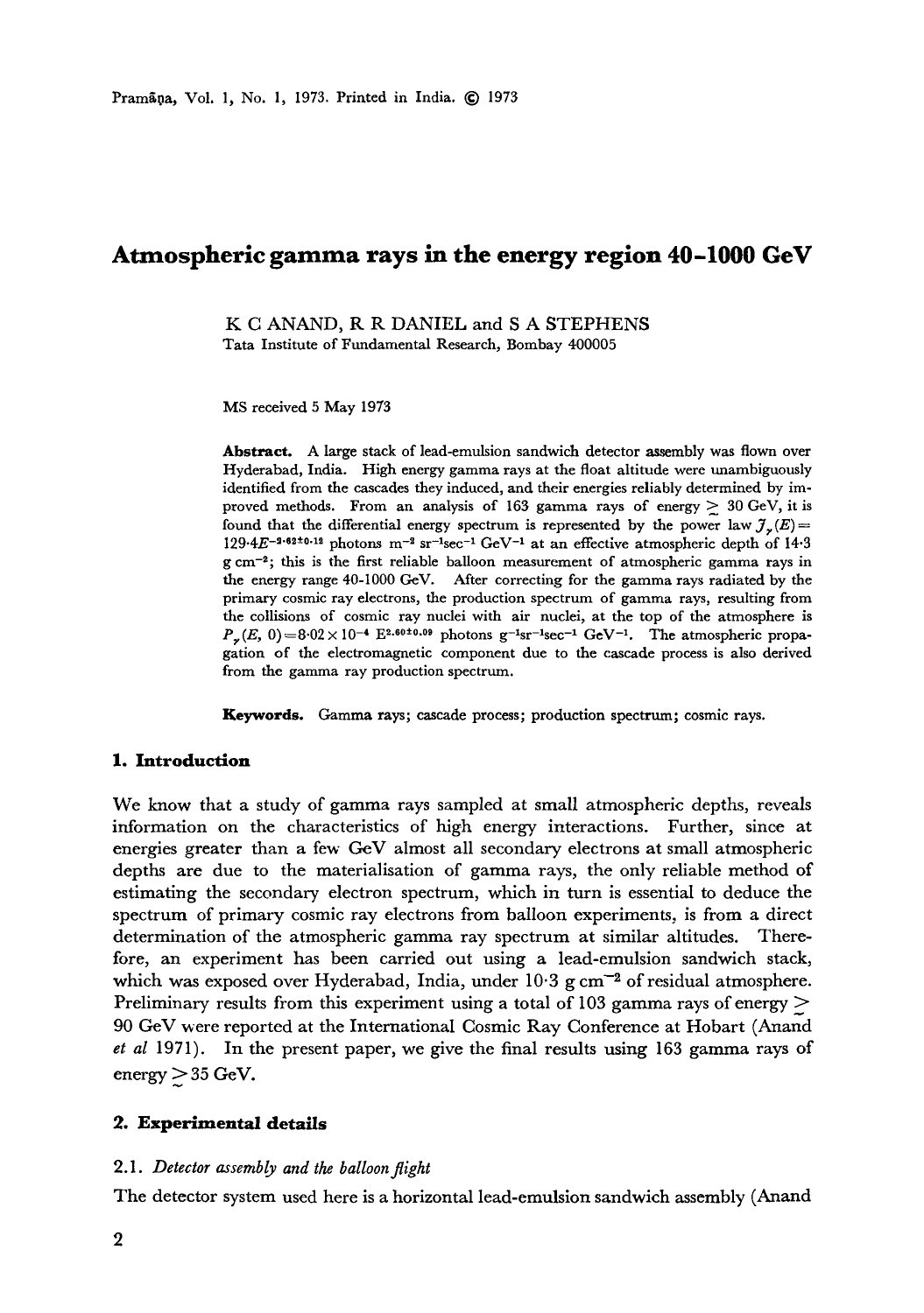# Atmospheric gamma rays in the energy region 40-1000 GeV

K C ANAND, R R DANIEL and S A STEPHENS

Tata Institute of Fundamental Research, Bombay 400005

MS received 5 May 1973

**Abstract.** A large stack of lead-emulsion sandwich detector assembly was flown over Hyderabad, India. High energy gamma rays at the float altitude were unambiguously identified from the cascades they induced, and their energies reliably determined by improved methods. From an analysis of 163 gamma rays of energy $\gtrsim$ 30 GeV, it is found that the differential energy spectrum is represented by the power law $J_{\gamma}(E) = 129{\cdot}4E^{-2{\cdot}62\pm0{\cdot}12}$ photons m$^{-2}$ sr$^{-1}$sec$^{-1}$ GeV$^{-1}$ at an effective atmospheric depth of 14·3 g cm$^{-2}$; this is the first reliable balloon measurement of atmospheric gamma rays in the energy range 40-1000 GeV. After correcting for the gamma rays radiated by the primary cosmic ray electrons, the production spectrum of gamma rays, resulting from the collisions of cosmic ray nuclei with air nuclei, at the top of the atmosphere is $P_{\gamma}(E, 0) = 8{\cdot}02 \times 10^{-4}\ E^{2{\cdot}60\pm0{\cdot}09}$ photons g$^{-1}$sr$^{-1}$sec$^{-1}$ GeV$^{-1}$. The atmospheric propagation of the electromagnetic component due to the cascade process is also derived from the gamma ray production spectrum.

**Keywords.** Gamma rays; cascade process; production spectrum; cosmic rays.

## 1. Introduction

We know that a study of gamma rays sampled at small atmospheric depths, reveals information on the characteristics of high energy interactions. Further, since at energies greater than a few GeV almost all secondary electrons at small atmospheric depths are due to the materialisation of gamma rays, the only reliable method of estimating the secondary electron spectrum, which in turn is essential to deduce the spectrum of primary cosmic ray electrons from balloon experiments, is from a direct determination of the atmospheric gamma ray spectrum at similar altitudes. Therefore, an experiment has been carried out using a lead-emulsion sandwich stack, which was exposed over Hyderabad, India, under 10·3 g cm$^{-2}$ of residual atmosphere. Preliminary results from this experiment using a total of 103 gamma rays of energy $\gtrsim$ 90 GeV were reported at the International Cosmic Ray Conference at Hobart (Anand *et al* 1971). In the present paper, we give the final results using 163 gamma rays of energy $\gtrsim$ 35 GeV.

## 2. Experimental details

### 2.1. *Detector assembly and the balloon flight*

The detector system used here is a horizontal lead-emulsion sandwich assembly (Anand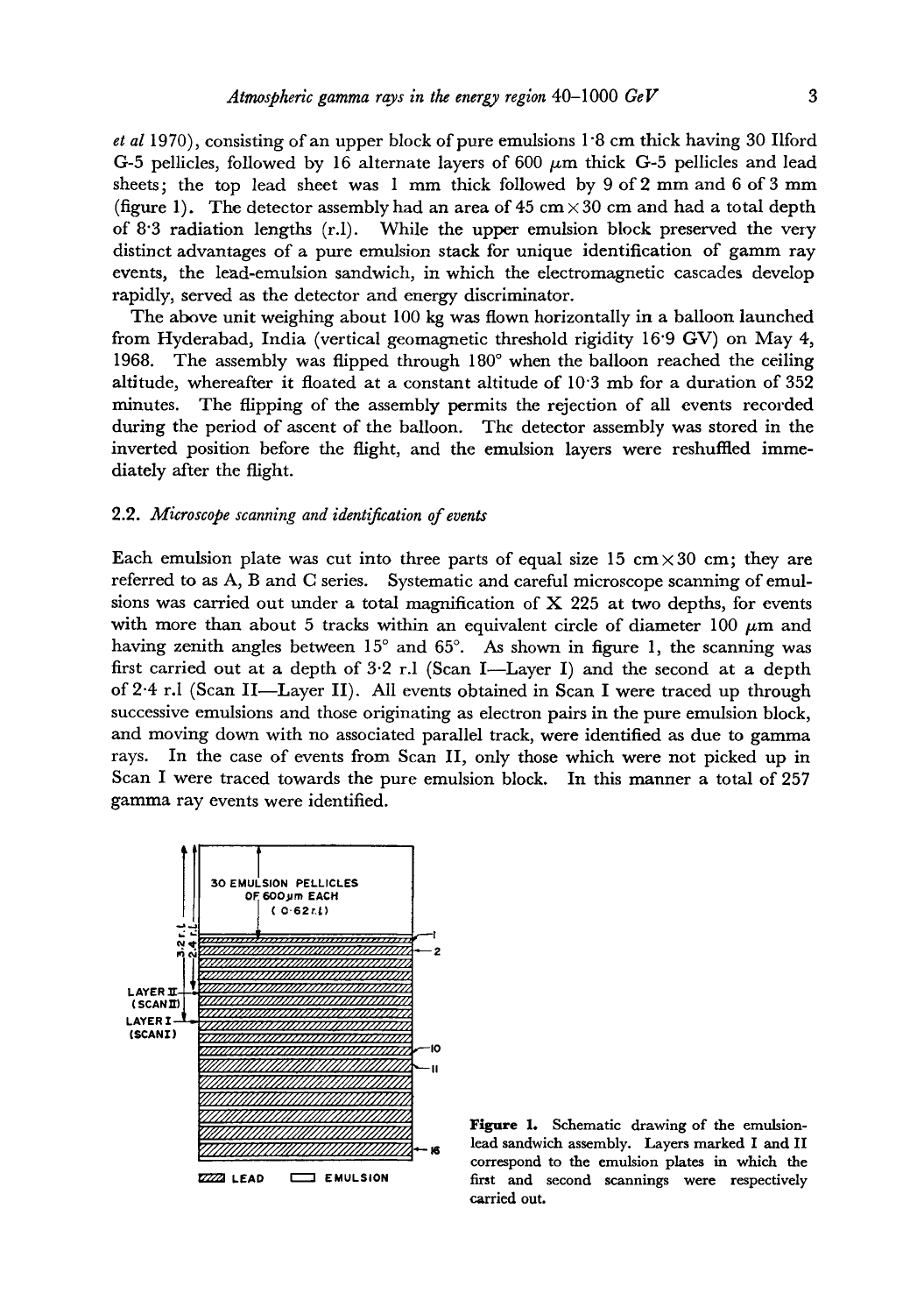*et al* 1970), consisting of an upper block of pure emulsions 1·8 cm thick having 30 Ilford G-5 pellicles, followed by 16 alternate layers of 600 $\mu$m thick G-5 pellicles and lead sheets; the top lead sheet was 1 mm thick followed by 9 of 2 mm and 6 of 3 mm (figure 1). The detector assembly had an area of 45 cm $\times$ 30 cm and had a total depth of 8·3 radiation lengths (r.l). While the upper emulsion block preserved the very distinct advantages of a pure emulsion stack for unique identification of gamm ray events, the lead-emulsion sandwich, in which the electromagnetic cascades develop rapidly, served as the detector and energy discriminator.

The above unit weighing about 100 kg was flown horizontally in a balloon launched from Hyderabad, India (vertical geomagnetic threshold rigidity 16·9 GV) on May 4, 1968. The assembly was flipped through 180° when the balloon reached the ceiling altitude, whereafter it floated at a constant altitude of 10·3 mb for a duration of 352 minutes. The flipping of the assembly permits the rejection of all events recorded during the period of ascent of the balloon. The detector assembly was stored in the inverted position before the flight, and the emulsion layers were reshuffled immediately after the flight.

### 2.2. *Microscope scanning and identification of events*

Each emulsion plate was cut into three parts of equal size 15 cm $\times$ 30 cm; they are referred to as A, B and C series. Systematic and careful microscope scanning of emulsions was carried out under a total magnification of X 225 at two depths, for events with more than about 5 tracks within an equivalent circle of diameter 100 $\mu$m and having zenith angles between 15° and 65°. As shown in figure 1, the scanning was first carried out at a depth of 3·2 r.l (Scan I—Layer I) and the second at a depth of 2·4 r.l (Scan II—Layer II). All events obtained in Scan I were traced up through successive emulsions and those originating as electron pairs in the pure emulsion block, and moving down with no associated parallel track, were identified as due to gamma rays. In the case of events from Scan II, only those which were not picked up in Scan I were traced towards the pure emulsion block. In this manner a total of 257 gamma ray events were identified.

**Figure 1.** Schematic drawing of the emulsion-lead sandwich assembly. Layers marked I and II correspond to the emulsion plates in which the first and second scannings were respectively carried out.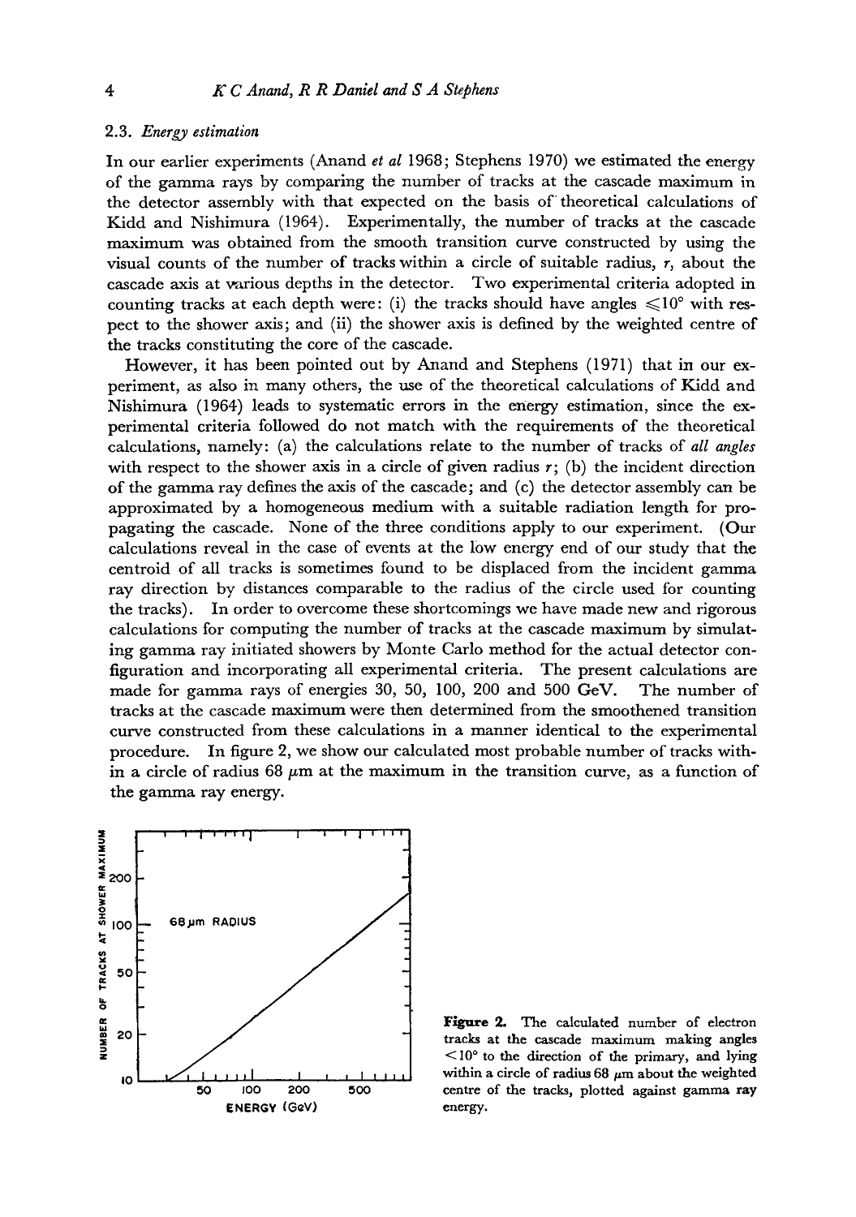### 2.3. *Energy estimation*

In our earlier experiments (Anand *et al* 1968; Stephens 1970) we estimated the energy of the gamma rays by comparing the number of tracks at the cascade maximum in the detector assembly with that expected on the basis of theoretical calculations of Kidd and Nishimura (1964). Experimentally, the number of tracks at the cascade maximum was obtained from the smooth transition curve constructed by using the visual counts of the number of tracks within a circle of suitable radius, $r$, about the cascade axis at various depths in the detector. Two experimental criteria adopted in counting tracks at each depth were: (i) the tracks should have angles $\leqslant 10°$ with respect to the shower axis; and (ii) the shower axis is defined by the weighted centre of the tracks constituting the core of the cascade.

However, it has been pointed out by Anand and Stephens (1971) that in our experiment, as also in many others, the use of the theoretical calculations of Kidd and Nishimura (1964) leads to systematic errors in the energy estimation, since the experimental criteria followed do not match with the requirements of the theoretical calculations, namely: (a) the calculations relate to the number of tracks of *all angles* with respect to the shower axis in a circle of given radius $r$; (b) the incident direction of the gamma ray defines the axis of the cascade; and (c) the detector assembly can be approximated by a homogeneous medium with a suitable radiation length for propagating the cascade. None of the three conditions apply to our experiment. (Our calculations reveal in the case of events at the low energy end of our study that the centroid of all tracks is sometimes found to be displaced from the incident gamma ray direction by distances comparable to the radius of the circle used for counting the tracks). In order to overcome these shortcomings we have made new and rigorous calculations for computing the number of tracks at the cascade maximum by simulating gamma ray initiated showers by Monte Carlo method for the actual detector configuration and incorporating all experimental criteria. The present calculations are made for gamma rays of energies 30, 50, 100, 200 and 500 GeV. The number of tracks at the cascade maximum were then determined from the smoothened transition curve constructed from these calculations in a manner identical to the experimental procedure. In figure 2, we show our calculated most probable number of tracks within a circle of radius 68 $\mu$m at the maximum in the transition curve, as a function of the gamma ray energy.

**Figure 2.** The calculated number of electron tracks at the cascade maximum making angles $<10°$ to the direction of the primary, and lying within a circle of radius 68 $\mu$m about the weighted centre of the tracks, plotted against gamma ray energy.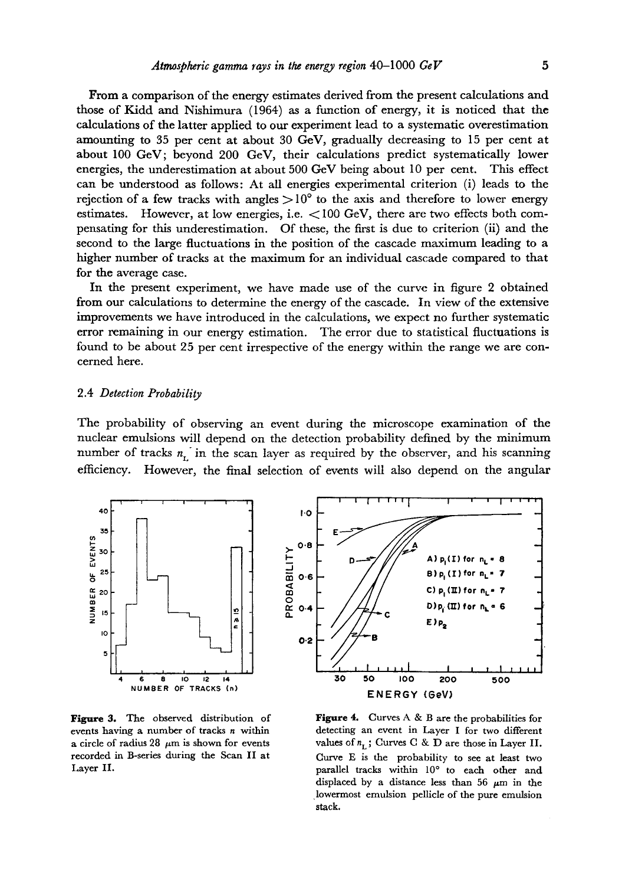From a comparison of the energy estimates derived from the present calculations and those of Kidd and Nishimura (1964) as a function of energy, it is noticed that the calculations of the latter applied to our experiment lead to a systematic overestimation amounting to 35 per cent at about 30 GeV, gradually decreasing to 15 per cent at about 100 GeV; beyond 200 GeV, their calculations predict systematically lower energies, the underestimation at about 500 GeV being about 10 per cent. This effect can be understood as follows: At all energies experimental criterion (i) leads to the rejection of a few tracks with angles $>10°$ to the axis and therefore to lower energy estimates. However, at low energies, i.e. $<100$ GeV, there are two effects both compensating for this underestimation. Of these, the first is due to criterion (ii) and the second to the large fluctuations in the position of the cascade maximum leading to a higher number of tracks at the maximum for an individual cascade compared to that for the average case.

In the present experiment, we have made use of the curve in figure 2 obtained from our calculations to determine the energy of the cascade. In view of the extensive improvements we have introduced in the calculations, we expect no further systematic error remaining in our energy estimation. The error due to statistical fluctuations is found to be about 25 per cent irrespective of the energy within the range we are concerned here.

### 2.4 *Detection Probability*

The probability of observing an event during the microscope examination of the nuclear emulsions will depend on the detection probability defined by the minimum number of tracks $n_L$ in the scan layer as required by the observer, and his scanning efficiency. However, the final selection of events will also depend on the angular

**Figure 3.** The observed distribution of events having a number of tracks $n$ within a circle of radius 28 $\mu$m is shown for events recorded in B-series during the Scan II at Layer II.

**Figure 4.** Curves A & B are the probabilities for detecting an event in Layer I for two different values of $n_L$; Curves C & D are those in Layer II. Curve E is the probability to see at least two parallel tracks within 10° to each other and displaced by a distance less than 56 $\mu$m in the lowermost emulsion pellicle of the pure emulsion stack.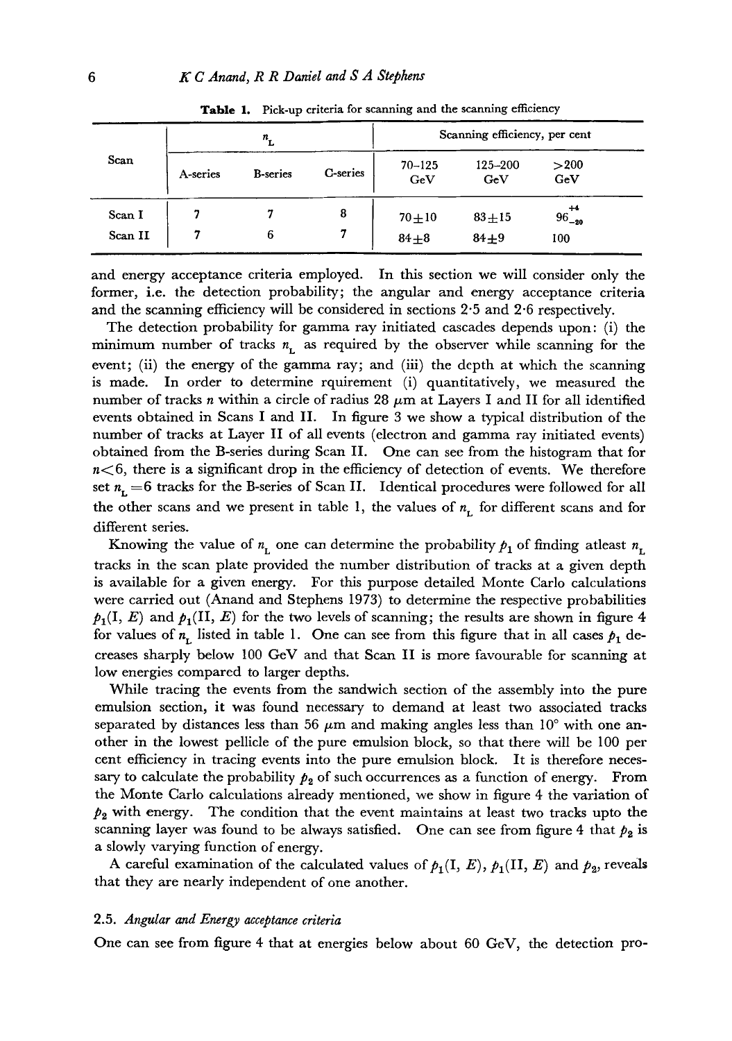**Table 1.** Pick-up criteria for scanning and the scanning efficiency

| Scan | $n_L$ | | | Scanning efficiency, per cent | | |
|---|---|---|---|---|---|---|
| | A-series | B-series | C-series | 70–125 GeV | 125–200 GeV | >200 GeV |
| Scan I | 7 | 7 | 8 | $70\pm10$ | $83\pm15$ | $96^{+4}_{-20}$ |
| Scan II | 7 | 6 | 7 | $84\pm8$ | $84\pm9$ | 100 |

and energy acceptance criteria employed. In this section we will consider only the former, i.e. the detection probability; the angular and energy acceptance criteria and the scanning efficiency will be considered in sections 2·5 and 2·6 respectively.

The detection probability for gamma ray initiated cascades depends upon: (i) the minimum number of tracks $n_L$ as required by the observer while scanning for the event; (ii) the energy of the gamma ray; and (iii) the depth at which the scanning is made. In order to determine rquirement (i) quantitatively, we measured the number of tracks $n$ within a circle of radius 28 $\mu$m at Layers I and II for all identified events obtained in Scans I and II. In figure 3 we show a typical distribution of the number of tracks at Layer II of all events (electron and gamma ray initiated events) obtained from the B-series during Scan II. One can see from the histogram that for $n<6$, there is a significant drop in the efficiency of detection of events. We therefore set $n_L=6$ tracks for the B-series of Scan II. Identical procedures were followed for all the other scans and we present in table 1, the values of $n_L$ for different scans and for different series.

Knowing the value of $n_L$ one can determine the probability $p_1$ of finding atleast $n_L$ tracks in the scan plate provided the number distribution of tracks at a given depth is available for a given energy. For this purpose detailed Monte Carlo calculations were carried out (Anand and Stephens 1973) to determine the respective probabilities $p_1(\mathrm{I}, E)$ and $p_1(\mathrm{II}, E)$ for the two levels of scanning; the results are shown in figure 4 for values of $n_L$ listed in table 1. One can see from this figure that in all cases $p_1$ decreases sharply below 100 GeV and that Scan II is more favourable for scanning at low energies compared to larger depths.

While tracing the events from the sandwich section of the assembly into the pure emulsion section, it was found necessary to demand at least two associated tracks separated by distances less than 56 $\mu$m and making angles less than 10° with one another in the lowest pellicle of the pure emulsion block, so that there will be 100 per cent efficiency in tracing events into the pure emulsion block. It is therefore necessary to calculate the probability $p_2$ of such occurrences as a function of energy. From the Monte Carlo calculations already mentioned, we show in figure 4 the variation of $p_2$ with energy. The condition that the event maintains at least two tracks upto the scanning layer was found to be always satisfied. One can see from figure 4 that $p_2$ is a slowly varying function of energy.

A careful examination of the calculated values of $p_1(\mathrm{I}, E)$, $p_1(\mathrm{II}, E)$ and $p_2$, reveals that they are nearly independent of one another.

### 2.5. *Angular and Energy acceptance criteria*

One can see from figure 4 that at energies below about 60 GeV, the detection pro-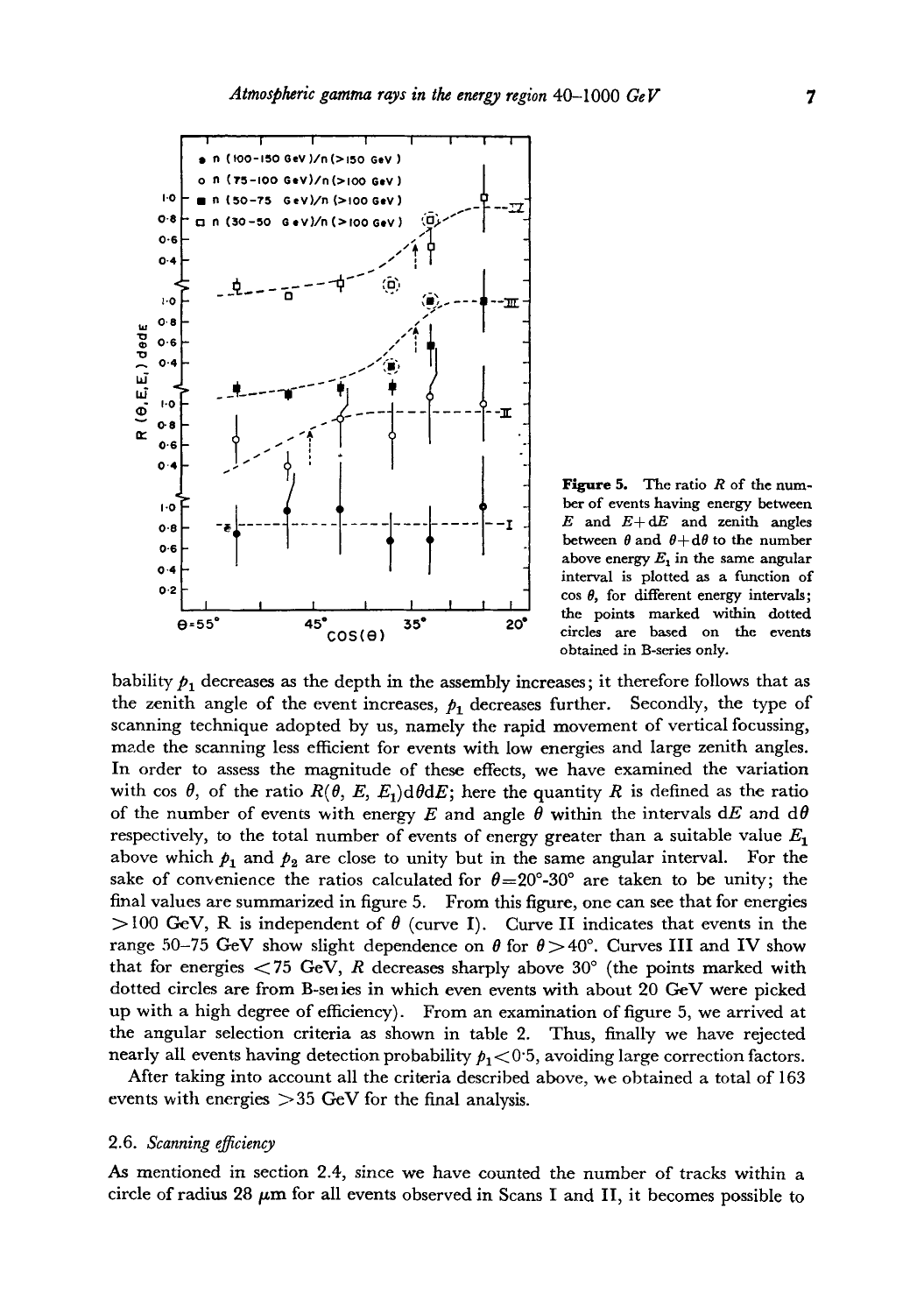**Figure 5.** The ratio $R$ of the number of events having energy between $E$ and $E+\mathrm{d}E$ and zenith angles between $\theta$ and $\theta+\mathrm{d}\theta$ to the number above energy $E_1$ in the same angular interval is plotted as a function of $\cos\theta$, for different energy intervals; the points marked within dotted circles are based on the events obtained in B-series only.

bability $p_1$ decreases as the depth in the assembly increases; it therefore follows that as the zenith angle of the event increases, $p_1$ decreases further. Secondly, the type of scanning technique adopted by us, namely the rapid movement of vertical focussing, made the scanning less efficient for events with low energies and large zenith angles. In order to assess the magnitude of these effects, we have examined the variation with $\cos\theta$, of the ratio $R(\theta, E, E_1)\mathrm{d}\theta \mathrm{d}E$; here the quantity $R$ is defined as the ratio of the number of events with energy $E$ and angle $\theta$ within the intervals $\mathrm{d}E$ and $\mathrm{d}\theta$ respectively, to the total number of events of energy greater than a suitable value $E_1$ above which $p_1$ and $p_2$ are close to unity but in the same angular interval. For the sake of convenience the ratios calculated for $\theta=20°$-$30°$ are taken to be unity; the final values are summarized in figure 5. From this figure, one can see that for energies $>100$ GeV, R is independent of $\theta$ (curve I). Curve II indicates that events in the range 50–75 GeV show slight dependence on $\theta$ for $\theta>40°$. Curves III and IV show that for energies $<75$ GeV, $R$ decreases sharply above 30° (the points marked with dotted circles are from B-series in which even events with about 20 GeV were picked up with a high degree of efficiency). From an examination of figure 5, we arrived at the angular selection criteria as shown in table 2. Thus, finally we have rejected nearly all events having detection probability $p_1<0{\cdot}5$, avoiding large correction factors.

After taking into account all the criteria described above, we obtained a total of 163 events with energies $>35$ GeV for the final analysis.

### 2.6. *Scanning efficiency*

As mentioned in section 2.4, since we have counted the number of tracks within a circle of radius 28 $\mu$m for all events observed in Scans I and II, it becomes possible to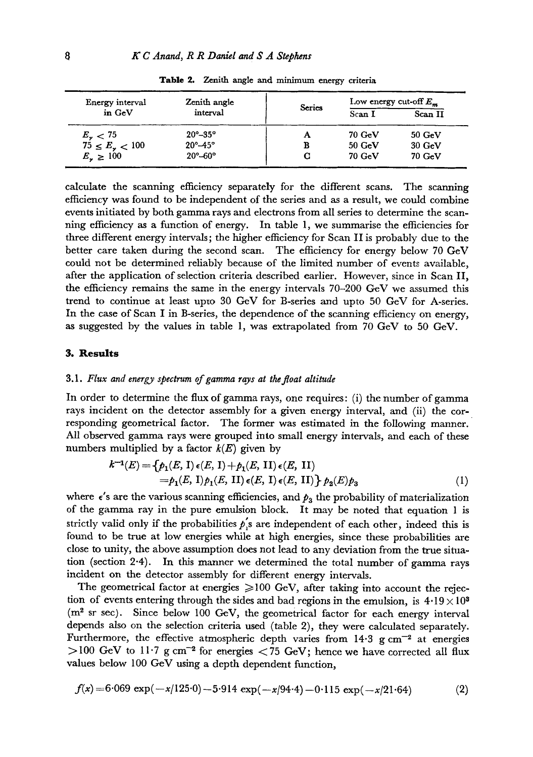**Table 2.** Zenith angle and minimum energy criteria

| Energy interval in GeV | Zenith angle interval | Series | Low energy cut-off $E_m$ | |
|---|---|---|---|---|
| | | | Scan I | Scan II |
| $E_\gamma < 75$ | 20°–35° | A | 70 GeV | 50 GeV |
| $75 \leq E_\gamma < 100$ | 20°–45° | B | 50 GeV | 30 GeV |
| $E_\gamma \geq 100$ | 20°–60° | C | 70 GeV | 70 GeV |

calculate the scanning efficiency separately for the different scans. The scanning efficiency was found to be independent of the series and as a result, we could combine events initiated by both gamma rays and electrons from all series to determine the scanning efficiency as a function of energy. In table 1, we summarise the efficiencies for three different energy intervals; the higher efficiency for Scan II is probably due to the better care taken during the second scan. The efficiency for energy below 70 GeV could not be determined reliably because of the limited number of events available, after the application of selection criteria described earlier. However, since in Scan II, the efficiency remains the same in the energy intervals 70–200 GeV we assumed this trend to continue at least upto 30 GeV for B-series and upto 50 GeV for A-series. In the case of Scan I in B-series, the dependence of the scanning efficiency on energy, as suggested by the values in table 1, was extrapolated from 70 GeV to 50 GeV.

## 3. Results

### 3.1. *Flux and energy spectrum of gamma rays at the float altitude*

In order to determine the flux of gamma rays, one requires: (i) the number of gamma rays incident on the detector assembly for a given energy interval, and (ii) the corresponding geometrical factor. The former was estimated in the following manner. All observed gamma rays were grouped into small energy intervals, and each of these numbers multiplied by a factor $k(E)$ given by

$$k^{-1}(E) = \{p_1(E, \text{I})\,\epsilon(E, \text{I}) + p_1(E, \text{II})\,\epsilon(E, \text{II}) \\ = p_1(E, \text{I})\,p_1(E, \text{II})\,\epsilon(E, \text{I})\,\epsilon(E, \text{II})\}\,p_2(E)\,p_3 \qquad (1)$$

where $\epsilon$'s are the various scanning efficiencies, and $p_3$ the probability of materialization of the gamma ray in the pure emulsion block. It may be noted that equation 1 is strictly valid only if the probabilities $p_i'$s are independent of each other, indeed this is found to be true at low energies while at high energies, since these probabilities are close to unity, the above assumption does not lead to any deviation from the true situation (section 2·4). In this manner we determined the total number of gamma rays incident on the detector assembly for different energy intervals.

The geometrical factor at energies $\geqslant$100 GeV, after taking into account the rejection of events entering through the sides and bad regions in the emulsion, is $4{\cdot}19 \times 10^3$ (m$^2$ sr sec). Since below 100 GeV, the geometrical factor for each energy interval depends also on the selection criteria used (table 2), they were calculated separately. Furthermore, the effective atmospheric depth varies from 14·3 g cm$^{-2}$ at energies $>$100 GeV to 11·7 g cm$^{-2}$ for energies $<$75 GeV; hence we have corrected all flux values below 100 GeV using a depth dependent function,

$$f(x) = 6{\cdot}069 \exp(-x/125{\cdot}0) - 5{\cdot}914 \exp(-x/94{\cdot}4) - 0{\cdot}115 \exp(-x/21{\cdot}64) \qquad (2)$$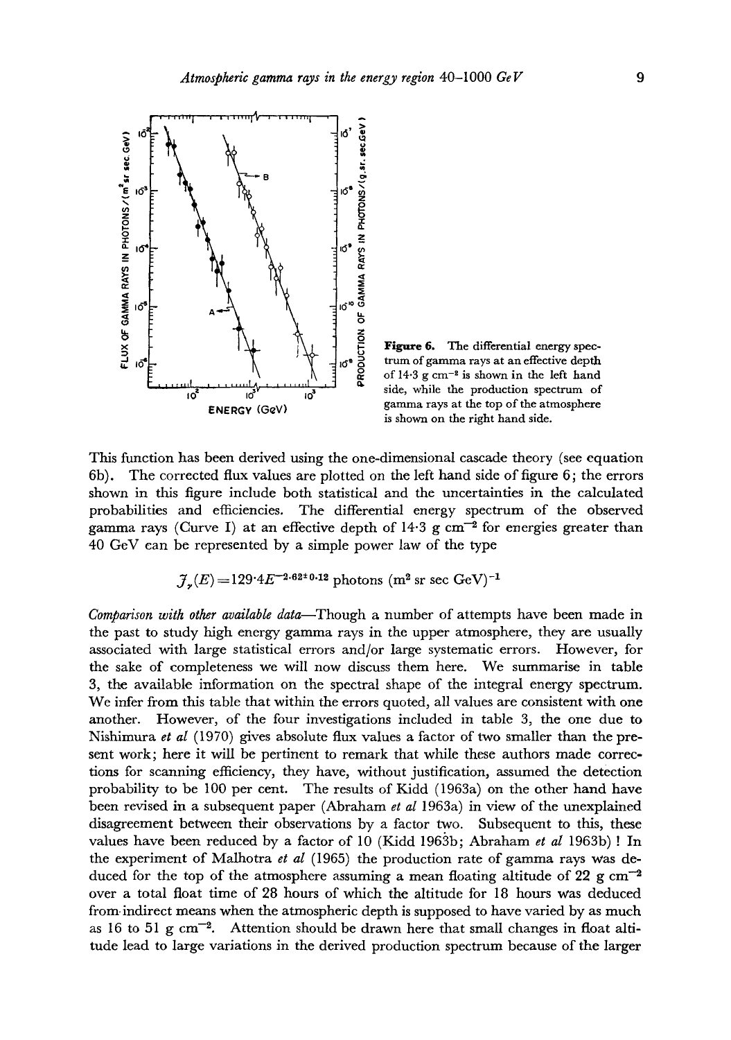**Figure 6.** The differential energy spectrum of gamma rays at an effective depth of 14·3 g cm$^{-2}$ is shown in the left hand side, while the production spectrum of gamma rays at the top of the atmosphere is shown on the right hand side.

This function has been derived using the one-dimensional cascade theory (see equation 6b). The corrected flux values are plotted on the left hand side of figure 6; the errors shown in this figure include both statistical and the uncertainties in the calculated probabilities and efficiencies. The differential energy spectrum of the observed gamma rays (Curve I) at an effective depth of 14·3 g cm$^{-2}$ for energies greater than 40 GeV can be represented by a simple power law of the type

$$J_{\gamma}(E) = 129{\cdot}4 E^{-2{\cdot}62 \pm 0{\cdot}12} \text{ photons (m}^2 \text{ sr sec GeV)}^{-1}$$

*Comparison with other available data*—Though a number of attempts have been made in the past to study high energy gamma rays in the upper atmosphere, they are usually associated with large statistical errors and/or large systematic errors. However, for the sake of completeness we will now discuss them here. We summarise in table 3, the available information on the spectral shape of the integral energy spectrum. We infer from this table that within the errors quoted, all values are consistent with one another. However, of the four investigations included in table 3, the one due to Nishimura *et al* (1970) gives absolute flux values a factor of two smaller than the present work; here it will be pertinent to remark that while these authors made corrections for scanning efficiency, they have, without justification, assumed the detection probability to be 100 per cent. The results of Kidd (1963a) on the other hand have been revised in a subsequent paper (Abraham *et al* 1963a) in view of the unexplained disagreement between their observations by a factor two. Subsequent to this, these values have been reduced by a factor of 10 (Kidd 1963b; Abraham *et al* 1963b) ! In the experiment of Malhotra *et al* (1965) the production rate of gamma rays was deduced for the top of the atmosphere assuming a mean floating altitude of 22 g cm$^{-2}$ over a total float time of 28 hours of which the altitude for 18 hours was deduced from indirect means when the atmospheric depth is supposed to have varied by as much as 16 to 51 g cm$^{-2}$. Attention should be drawn here that small changes in float altitude lead to large variations in the derived production spectrum because of the larger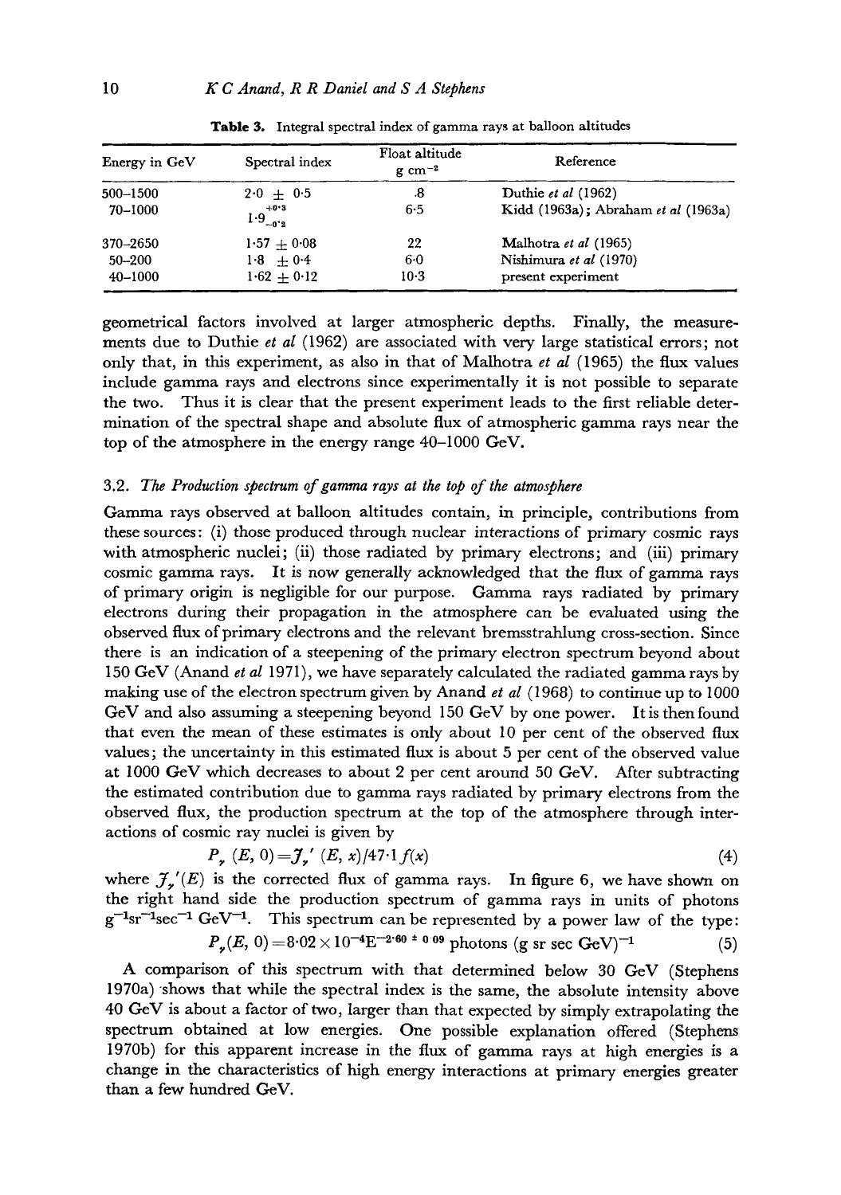**Table 3.** Integral spectral index of gamma rays at balloon altitudes

| Energy in GeV | Spectral index | Float altitude g cm$^{-2}$ | Reference |
|---|---|---|---|
| 500–1500 | $2 \cdot 0 \pm 0 \cdot 5$ | 8 | Duthie *et al* (1962) |
| 70–1000 | $1 \cdot 9^{+0 \cdot 3}_{-0 \cdot 2}$ | 6·5 | Kidd (1963a); Abraham *et al* (1963a) |
| 370–2650 | $1 \cdot 57 \pm 0 \cdot 08$ | 22 | Malhotra *et al* (1965) |
| 50–200 | $1 \cdot 8 \pm 0 \cdot 4$ | 6·0 | Nishimura *et al* (1970) |
| 40–1000 | $1 \cdot 62 \pm 0 \cdot 12$ | 10·3 | present experiment |

geometrical factors involved at larger atmospheric depths. Finally, the measurements due to Duthie *et al* (1962) are associated with very large statistical errors; not only that, in this experiment, as also in that of Malhotra *et al* (1965) the flux values include gamma rays and electrons since experimentally it is not possible to separate the two. Thus it is clear that the present experiment leads to the first reliable determination of the spectral shape and absolute flux of atmospheric gamma rays near the top of the atmosphere in the energy range 40–1000 GeV.

### 3.2. *The Production spectrum of gamma rays at the top of the atmosphere*

Gamma rays observed at balloon altitudes contain, in principle, contributions from these sources: (i) those produced through nuclear interactions of primary cosmic rays with atmospheric nuclei; (ii) those radiated by primary electrons; and (iii) primary cosmic gamma rays. It is now generally acknowledged that the flux of gamma rays of primary origin is negligible for our purpose. Gamma rays radiated by primary electrons during their propagation in the atmosphere can be evaluated using the observed flux of primary electrons and the relevant bremsstrahlung cross-section. Since there is an indication of a steepening of the primary electron spectrum beyond about 150 GeV (Anand *et al* 1971), we have separately calculated the radiated gamma rays by making use of the electron spectrum given by Anand *et al* (1968) to continue up to 1000 GeV and also assuming a steepening beyond 150 GeV by one power. It is then found that even the mean of these estimates is only about 10 per cent of the observed flux values; the uncertainty in this estimated flux is about 5 per cent of the observed value at 1000 GeV which decreases to about 2 per cent around 50 GeV. After subtracting the estimated contribution due to gamma rays radiated by primary electrons from the observed flux, the production spectrum at the top of the atmosphere through interactions of cosmic ray nuclei is given by

$$P_{\gamma}(E, 0) = \mathcal{J}_{\gamma}'(E, x)/47 \cdot 1 f(x) \tag{4}$$

where $\mathcal{J}_{\gamma}'(E)$ is the corrected flux of gamma rays. In figure 6, we have shown on the right hand side the production spectrum of gamma rays in units of photons g$^{-1}$sr$^{-1}$sec$^{-1}$ GeV$^{-1}$. This spectrum can be represented by a power law of the type:

$$P_{\gamma}(E, 0) = 8 \cdot 02 \times 10^{-4} E^{-2 \cdot 60 \pm 0 \cdot 09} \text{ photons (g sr sec GeV)}^{-1} \tag{5}$$

A comparison of this spectrum with that determined below 30 GeV (Stephens 1970a) shows that while the spectral index is the same, the absolute intensity above 40 GeV is about a factor of two, larger than that expected by simply extrapolating the spectrum obtained at low energies. One possible explanation offered (Stephens 1970b) for this apparent increase in the flux of gamma rays at high energies is a change in the characteristics of high energy interactions at primary energies greater than a few hundred GeV.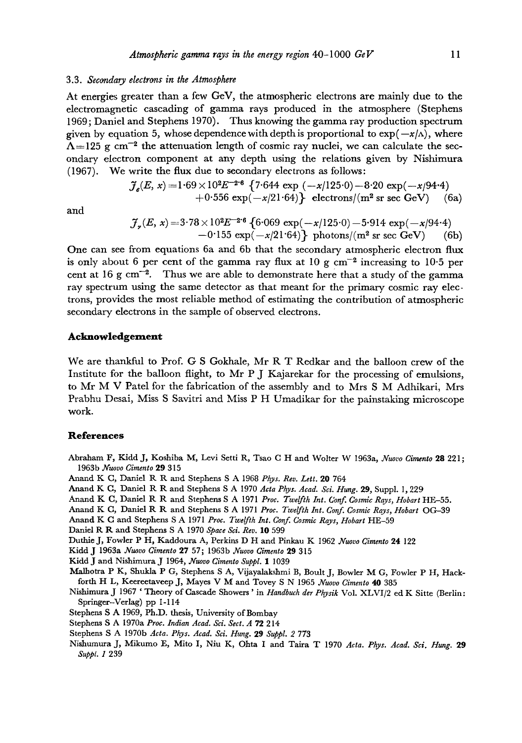### 3.3. *Secondary electrons in the Atmosphere*

At energies greater than a few GeV, the atmospheric electrons are mainly due to the electromagnetic cascading of gamma rays produced in the atmosphere (Stephens 1969; Daniel and Stephens 1970). Thus knowing the gamma ray production spectrum given by equation 5, whose dependence with depth is proportional to $\exp(-x/\Lambda)$, where $\Lambda = 125$ g cm$^{-2}$ the attenuation length of cosmic ray nuclei, we can calculate the secondary electron component at any depth using the relations given by Nishimura (1967). We write the flux due to secondary electrons as follows:

$$J_e(E, x) = 1{\cdot}69 \times 10^2 E^{-2{\cdot}6} \{7{\cdot}644 \exp(-x/125{\cdot}0) - 8{\cdot}20 \exp(-x/94{\cdot}4) + 0{\cdot}556 \exp(-x/21{\cdot}64)\} \text{ electrons/(m}^2 \text{ sr sec GeV)} \quad (6a)$$

and

$$J_\gamma(E, x) = 3{\cdot}78 \times 10^2 E^{-2{\cdot}6} \{6{\cdot}069 \exp(-x/125{\cdot}0) - 5{\cdot}914 \exp(-x/94{\cdot}4) - 0{\cdot}155 \exp(-x/21{\cdot}64)\} \text{ photons/(m}^2 \text{ sr sec GeV)} \quad (6b)$$

One can see from equations 6a and 6b that the secondary atmospheric electron flux is only about 6 per cent of the gamma ray flux at 10 g cm$^{-2}$ increasing to 10·5 per cent at 16 g cm$^{-2}$. Thus we are able to demonstrate here that a study of the gamma ray spectrum using the same detector as that meant for the primary cosmic ray electrons, provides the most reliable method of estimating the contribution of atmospheric secondary electrons in the sample of observed electrons.

## Acknowledgement

We are thankful to Prof. G S Gokhale, Mr R T Redkar and the balloon crew of the Institute for the balloon flight, to Mr P J Kajarekar for the processing of emulsions, to Mr M V Patel for the fabrication of the assembly and to Mrs S M Adhikari, Mrs Prabhu Desai, Miss S Savitri and Miss P H Umadikar for the painstaking microscope work.

## References

Abraham F, Kidd J, Koshiba M, Levi Setti R, Tsao C H and Wolter W 1963a, *Nuovo Cimento* **28** 221; 1963b *Nuovo Cimento* **29** 315

Anand K C, Daniel R R and Stephens S A 1968 *Phys. Rev. Lett.* **20** 764

Anand K C, Daniel R R and Stephens S A 1970 *Acta Phys. Acad. Sci. Hung.* **29**, Suppl. 1, 229

Anand K C, Daniel R R and Stephens S A 1971 *Proc. Twelfth Int. Conf. Cosmic Rays, Hobart* HE–55.

Anand K C, Daniel R R and Stephens S A 1971 *Proc. Twelfth Int. Conf. Cosmic Rays, Hobart* OG–39

Anand K C and Stephens S A 1971 *Proc. Twelfth Int. Conf. Cosmic Rays, Hobart* HE–59

Daniel R R and Stephens S A 1970 *Space Sci. Rev.* **10** 599

Duthie J, Fowler P H, Kaddoura A, Perkins D H and Pinkau K 1962 *Nuovo Cimento* **24** 122

Kidd J 1963a *Nuovo Cimento* **27** 57; 1963b *Nuovo Cimento* **29** 315

Kidd J and Nishimura J 1964, *Nuovo Cimento Suppl.* **1** 1039

Malhotra P K, Shukla P G, Stephens S A, Vijayalakshmi B, Boult J, Bowler M G, Fowler P H, Hackforth H L, Keereetaveep J, Mayes V M and Tovey S N 1965 *Nuovo Cimento* **40** 385

Nishimura J 1967 'Theory of Cascade Showers' in *Handbuch der Physik* Vol. XLVI/2 ed K Sitte (Berlin: Springer–Verlag) pp 1-114

Stephens S A 1969, Ph.D. thesis, University of Bombay

Stephens S A 1970a *Proc. Indian Acad. Sci. Sect. A* **72** 214

Stephens S A 1970b *Acta. Phys. Acad. Sci. Hung.* **29** *Suppl. 2* 773

Nishumura J, Mikumo E, Mito I, Niu K, Ohta I and Taira T 1970 *Acta. Phys. Acad. Sci. Hung.* **29** *Suppl. 1* 239